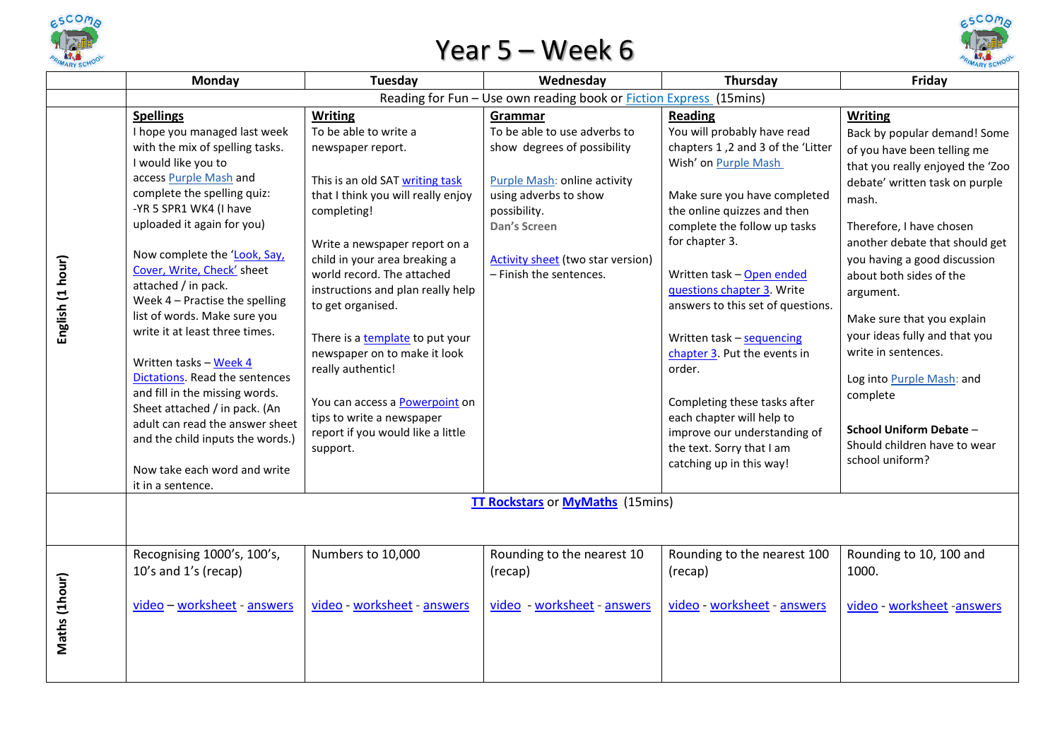# Year 5 – Week 6

| | Monday | Tuesday | Wednesday | Thursday | Friday |
|---|---|---|---|---|---|
| | Reading for Fun – Use own reading book or Fiction Express (15mins) | | | | |
| **English (1 hour)** | **Spellings**<br>I hope you managed last week with the mix of spelling tasks.<br>I would like you to access Purple Mash and complete the spelling quiz:<br>-YR 5 SPR1 WK4 (I have uploaded it again for you)<br><br>Now complete the 'Look, Say, Cover, Write, Check' sheet attached / in pack.<br>Week 4 – Practise the spelling list of words. Make sure you write it at least three times.<br><br>Written tasks – Week 4 Dictations. Read the sentences and fill in the missing words. Sheet attached / in pack. (An adult can read the answer sheet and the child inputs the words.)<br><br>Now take each word and write it in a sentence. | **Writing**<br>To be able to write a newspaper report.<br><br>This is an old SAT writing task that I think you will really enjoy completing!<br><br>Write a newspaper report on a child in your area breaking a world record. The attached instructions and plan really help to get organised.<br><br>There is a template to put your newspaper on to make it look really authentic!<br><br>You can access a Powerpoint on tips to write a newspaper report if you would like a little support. | **Grammar**<br>To be able to use adverbs to show degrees of possibility<br><br>Purple Mash: online activity using adverbs to show possibility.<br>**Dan's Screen**<br><br>Activity sheet (two star version) – Finish the sentences. | **Reading**<br>You will probably have read chapters 1 ,2 and 3 of the 'Litter Wish' on Purple Mash<br><br>Make sure you have completed the online quizzes and then complete the follow up tasks for chapter 3.<br><br>Written task – Open ended questions chapter 3. Write answers to this set of questions.<br><br>Written task – sequencing chapter 3. Put the events in order.<br><br>Completing these tasks after each chapter will help to improve our understanding of the text. Sorry that I am catching up in this way! | **Writing**<br>Back by popular demand! Some of you have been telling me that you really enjoyed the 'Zoo debate' written task on purple mash.<br><br>Therefore, I have chosen another debate that should get you having a good discussion about both sides of the argument.<br><br>Make sure that you explain your ideas fully and that you write in sentences.<br><br>Log into Purple Mash: and complete<br><br>**School Uniform Debate** – Should children have to wear school uniform? |
| | **TT Rockstars** or **MyMaths** (15mins) | | | | |
| **Maths (1hour)** | Recognising 1000's, 100's, 10's and 1's (recap)<br><br>video – worksheet - answers | Numbers to 10,000<br><br>video - worksheet - answers | Rounding to the nearest 10 (recap)<br><br>video - worksheet - answers | Rounding to the nearest 100 (recap)<br><br>video - worksheet - answers | Rounding to 10, 100 and 1000.<br><br>video - worksheet -answers |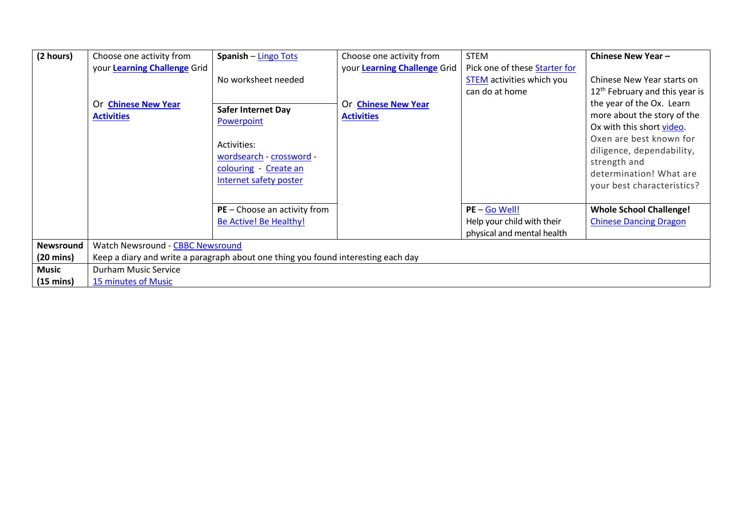| | | | | | |
|---|---|---|---|---|---|
| **(2 hours)** | Choose one activity from your **Learning Challenge** Grid<br><br>Or **Chinese New Year Activities** | **Spanish** – Lingo Tots<br><br>No worksheet needed | Choose one activity from your **Learning Challenge** Grid<br><br>Or **Chinese New Year Activities** | STEM<br>Pick one of these Starter for STEM activities which you can do at home | **Chinese New Year –**<br><br>Chinese New Year starts on 12th February and this year is the year of the Ox. Learn more about the story of the Ox with this short video. Oxen are best known for diligence, dependability, strength and determination! What are your best characteristics? |
| | | **Safer Internet Day**<br>Powerpoint<br><br>Activities:<br>wordsearch - crossword - colouring - Create an Internet safety poster | | | |
| | | **PE** – Choose an activity from Be Active! Be Healthy! | | **PE** – Go Well!<br>Help your child with their physical and mental health | **Whole School Challenge!**<br>Chinese Dancing Dragon |
| **Newsround (20 mins)** | Watch Newsround - CBBC Newsround<br>Keep a diary and write a paragraph about one thing you found interesting each day | | | | |
| **Music (15 mins)** | Durham Music Service<br>15 minutes of Music | | | | |